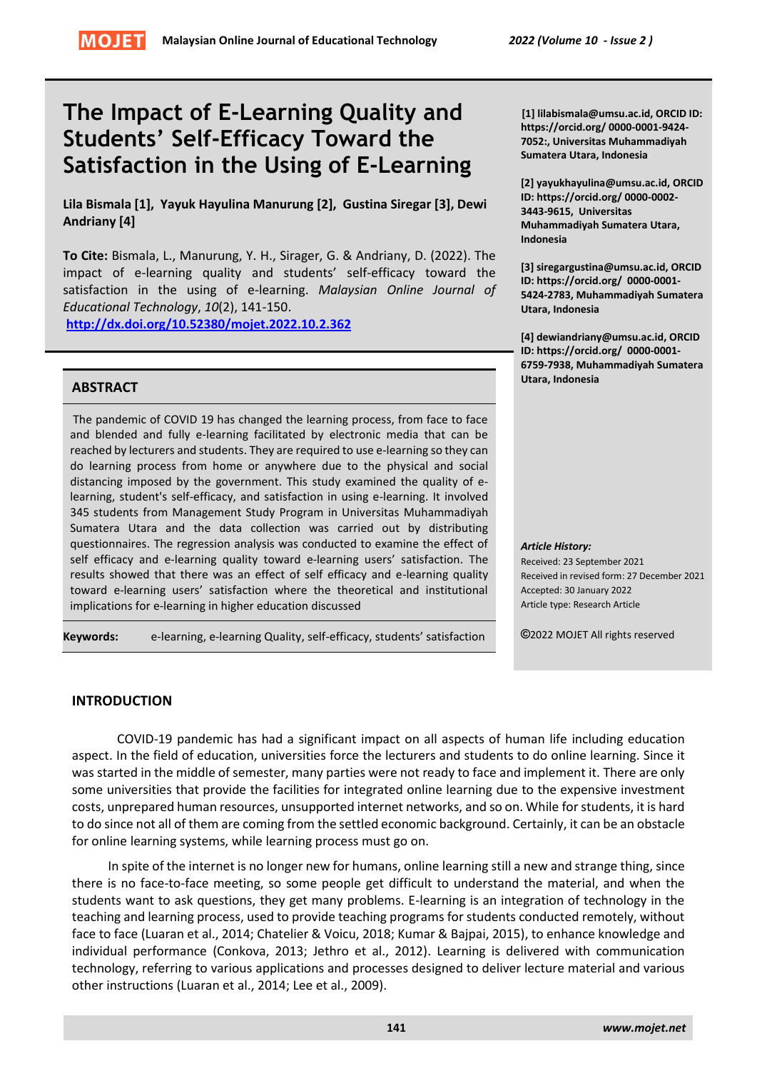# The Impact of E-Learning Quality and Students' Self-Efficacy Toward the Satisfaction in the Using of E-Learning

**Lila Bismala [1], Yayuk Hayulina Manurung [2], Gustina Siregar [3], Dewi Andriany [4]**

**To Cite:** Bismala, L., Manurung, Y. H., Sirager, G. & Andriany, D. (2022). The impact of e-learning quality and students' self-efficacy toward the satisfaction in the using of e-learning. *Malaysian Online Journal of Educational Technology*, *10*(2), 141-150.
**http://dx.doi.org/10.52380/mojet.2022.10.2.362**

**[1] lilabismala@umsu.ac.id, ORCID ID: https://orcid.org/ 0000-0001-9424-7052:, Universitas Muhammadiyah Sumatera Utara, Indonesia**

**[2] yayukhayulina@umsu.ac.id, ORCID ID: https://orcid.org/ 0000-0002-3443-9615, Universitas Muhammadiyah Sumatera Utara, Indonesia**

**[3] siregargustina@umsu.ac.id, ORCID ID: https://orcid.org/ 0000-0001-5424-2783, Muhammadiyah Sumatera Utara, Indonesia**

**[4] dewiandriany@umsu.ac.id, ORCID ID: https://orcid.org/ 0000-0001-6759-7938, Muhammadiyah Sumatera Utara, Indonesia**

## ABSTRACT

The pandemic of COVID 19 has changed the learning process, from face to face and blended and fully e-learning facilitated by electronic media that can be reached by lecturers and students. They are required to use e-learning so they can do learning process from home or anywhere due to the physical and social distancing imposed by the government. This study examined the quality of e-learning, student's self-efficacy, and satisfaction in using e-learning. It involved 345 students from Management Study Program in Universitas Muhammadiyah Sumatera Utara and the data collection was carried out by distributing questionnaires. The regression analysis was conducted to examine the effect of self efficacy and e-learning quality toward e-learning users' satisfaction. The results showed that there was an effect of self efficacy and e-learning quality toward e-learning users' satisfaction where the theoretical and institutional implications for e-learning in higher education discussed

**Keywords:** e-learning, e-learning Quality, self-efficacy, students' satisfaction

***Article History:***
Received: 23 September 2021
Received in revised form: 27 December 2021
Accepted: 30 January 2022
Article type: Research Article

©2022 MOJET All rights reserved

## INTRODUCTION

COVID-19 pandemic has had a significant impact on all aspects of human life including education aspect. In the field of education, universities force the lecturers and students to do online learning. Since it was started in the middle of semester, many parties were not ready to face and implement it. There are only some universities that provide the facilities for integrated online learning due to the expensive investment costs, unprepared human resources, unsupported internet networks, and so on. While for students, it is hard to do since not all of them are coming from the settled economic background. Certainly, it can be an obstacle for online learning systems, while learning process must go on.

In spite of the internet is no longer new for humans, online learning still a new and strange thing, since there is no face-to-face meeting, so some people get difficult to understand the material, and when the students want to ask questions, they get many problems. E-learning is an integration of technology in the teaching and learning process, used to provide teaching programs for students conducted remotely, without face to face (Luaran et al., 2014; Chatelier & Voicu, 2018; Kumar & Bajpai, 2015), to enhance knowledge and individual performance (Conkova, 2013; Jethro et al., 2012). Learning is delivered with communication technology, referring to various applications and processes designed to deliver lecture material and various other instructions (Luaran et al., 2014; Lee et al., 2009).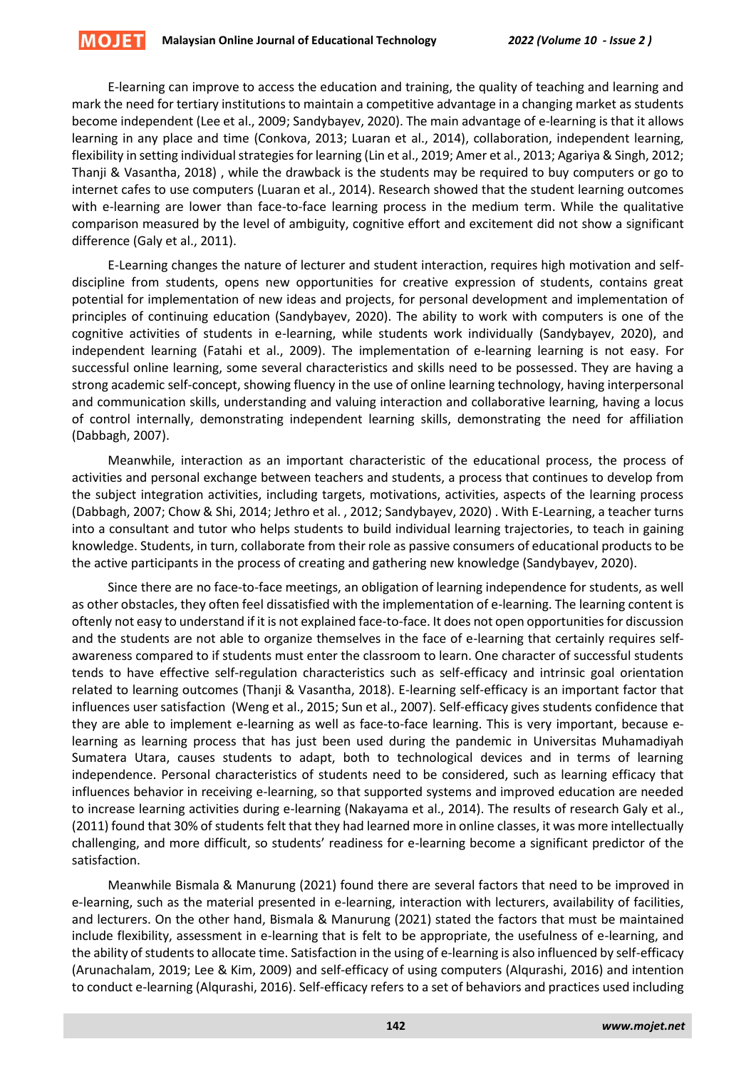E-learning can improve to access the education and training, the quality of teaching and learning and mark the need for tertiary institutions to maintain a competitive advantage in a changing market as students become independent (Lee et al., 2009; Sandybayev, 2020). The main advantage of e-learning is that it allows learning in any place and time (Conkova, 2013; Luaran et al., 2014), collaboration, independent learning, flexibility in setting individual strategies for learning (Lin et al., 2019; Amer et al., 2013; Agariya & Singh, 2012; Thanji & Vasantha, 2018) , while the drawback is the students may be required to buy computers or go to internet cafes to use computers (Luaran et al., 2014). Research showed that the student learning outcomes with e-learning are lower than face-to-face learning process in the medium term. While the qualitative comparison measured by the level of ambiguity, cognitive effort and excitement did not show a significant difference (Galy et al., 2011).

E-Learning changes the nature of lecturer and student interaction, requires high motivation and self-discipline from students, opens new opportunities for creative expression of students, contains great potential for implementation of new ideas and projects, for personal development and implementation of principles of continuing education (Sandybayev, 2020). The ability to work with computers is one of the cognitive activities of students in e-learning, while students work individually (Sandybayev, 2020), and independent learning (Fatahi et al., 2009). The implementation of e-learning learning is not easy. For successful online learning, some several characteristics and skills need to be possessed. They are having a strong academic self-concept, showing fluency in the use of online learning technology, having interpersonal and communication skills, understanding and valuing interaction and collaborative learning, having a locus of control internally, demonstrating independent learning skills, demonstrating the need for affiliation (Dabbagh, 2007).

Meanwhile, interaction as an important characteristic of the educational process, the process of activities and personal exchange between teachers and students, a process that continues to develop from the subject integration activities, including targets, motivations, activities, aspects of the learning process (Dabbagh, 2007; Chow & Shi, 2014; Jethro et al. , 2012; Sandybayev, 2020) . With E-Learning, a teacher turns into a consultant and tutor who helps students to build individual learning trajectories, to teach in gaining knowledge. Students, in turn, collaborate from their role as passive consumers of educational products to be the active participants in the process of creating and gathering new knowledge (Sandybayev, 2020).

Since there are no face-to-face meetings, an obligation of learning independence for students, as well as other obstacles, they often feel dissatisfied with the implementation of e-learning. The learning content is oftenly not easy to understand if it is not explained face-to-face. It does not open opportunities for discussion and the students are not able to organize themselves in the face of e-learning that certainly requires self-awareness compared to if students must enter the classroom to learn. One character of successful students tends to have effective self-regulation characteristics such as self-efficacy and intrinsic goal orientation related to learning outcomes (Thanji & Vasantha, 2018). E-learning self-efficacy is an important factor that influences user satisfaction (Weng et al., 2015; Sun et al., 2007). Self-efficacy gives students confidence that they are able to implement e-learning as well as face-to-face learning. This is very important, because e-learning as learning process that has just been used during the pandemic in Universitas Muhamadiyah Sumatera Utara, causes students to adapt, both to technological devices and in terms of learning independence. Personal characteristics of students need to be considered, such as learning efficacy that influences behavior in receiving e-learning, so that supported systems and improved education are needed to increase learning activities during e-learning (Nakayama et al., 2014). The results of research Galy et al., (2011) found that 30% of students felt that they had learned more in online classes, it was more intellectually challenging, and more difficult, so students' readiness for e-learning become a significant predictor of the satisfaction.

Meanwhile Bismala & Manurung (2021) found there are several factors that need to be improved in e-learning, such as the material presented in e-learning, interaction with lecturers, availability of facilities, and lecturers. On the other hand, Bismala & Manurung (2021) stated the factors that must be maintained include flexibility, assessment in e-learning that is felt to be appropriate, the usefulness of e-learning, and the ability of students to allocate time. Satisfaction in the using of e-learning is also influenced by self-efficacy (Arunachalam, 2019; Lee & Kim, 2009) and self-efficacy of using computers (Alqurashi, 2016) and intention to conduct e-learning (Alqurashi, 2016). Self-efficacy refers to a set of behaviors and practices used including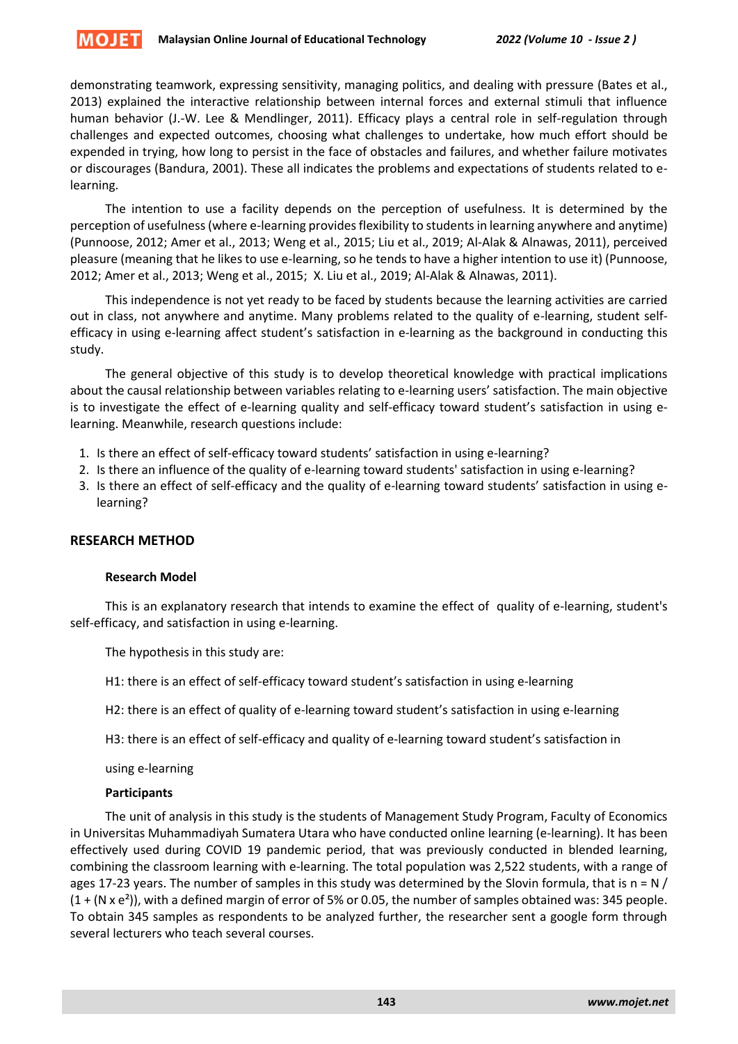demonstrating teamwork, expressing sensitivity, managing politics, and dealing with pressure (Bates et al., 2013) explained the interactive relationship between internal forces and external stimuli that influence human behavior (J.-W. Lee & Mendlinger, 2011). Efficacy plays a central role in self-regulation through challenges and expected outcomes, choosing what challenges to undertake, how much effort should be expended in trying, how long to persist in the face of obstacles and failures, and whether failure motivates or discourages (Bandura, 2001). These all indicates the problems and expectations of students related to e-learning.

The intention to use a facility depends on the perception of usefulness. It is determined by the perception of usefulness (where e-learning provides flexibility to students in learning anywhere and anytime) (Punnoose, 2012; Amer et al., 2013; Weng et al., 2015; Liu et al., 2019; Al-Alak & Alnawas, 2011), perceived pleasure (meaning that he likes to use e-learning, so he tends to have a higher intention to use it) (Punnoose, 2012; Amer et al., 2013; Weng et al., 2015; X. Liu et al., 2019; Al-Alak & Alnawas, 2011).

This independence is not yet ready to be faced by students because the learning activities are carried out in class, not anywhere and anytime. Many problems related to the quality of e-learning, student self-efficacy in using e-learning affect student's satisfaction in e-learning as the background in conducting this study.

The general objective of this study is to develop theoretical knowledge with practical implications about the causal relationship between variables relating to e-learning users' satisfaction. The main objective is to investigate the effect of e-learning quality and self-efficacy toward student's satisfaction in using e-learning. Meanwhile, research questions include:

1. Is there an effect of self-efficacy toward students' satisfaction in using e-learning?
2. Is there an influence of the quality of e-learning toward students' satisfaction in using e-learning?
3. Is there an effect of self-efficacy and the quality of e-learning toward students' satisfaction in using e-learning?

## RESEARCH METHOD

### Research Model

This is an explanatory research that intends to examine the effect of quality of e-learning, student's self-efficacy, and satisfaction in using e-learning.

The hypothesis in this study are:

H1: there is an effect of self-efficacy toward student's satisfaction in using e-learning

H2: there is an effect of quality of e-learning toward student's satisfaction in using e-learning

H3: there is an effect of self-efficacy and quality of e-learning toward student's satisfaction in using e-learning

### Participants

The unit of analysis in this study is the students of Management Study Program, Faculty of Economics in Universitas Muhammadiyah Sumatera Utara who have conducted online learning (e-learning). It has been effectively used during COVID 19 pandemic period, that was previously conducted in blended learning, combining the classroom learning with e-learning. The total population was 2,522 students, with a range of ages 17-23 years. The number of samples in this study was determined by the Slovin formula, that is $n = N / (1 + (N \times e^2))$, with a defined margin of error of 5% or 0.05, the number of samples obtained was: 345 people. To obtain 345 samples as respondents to be analyzed further, the researcher sent a google form through several lecturers who teach several courses.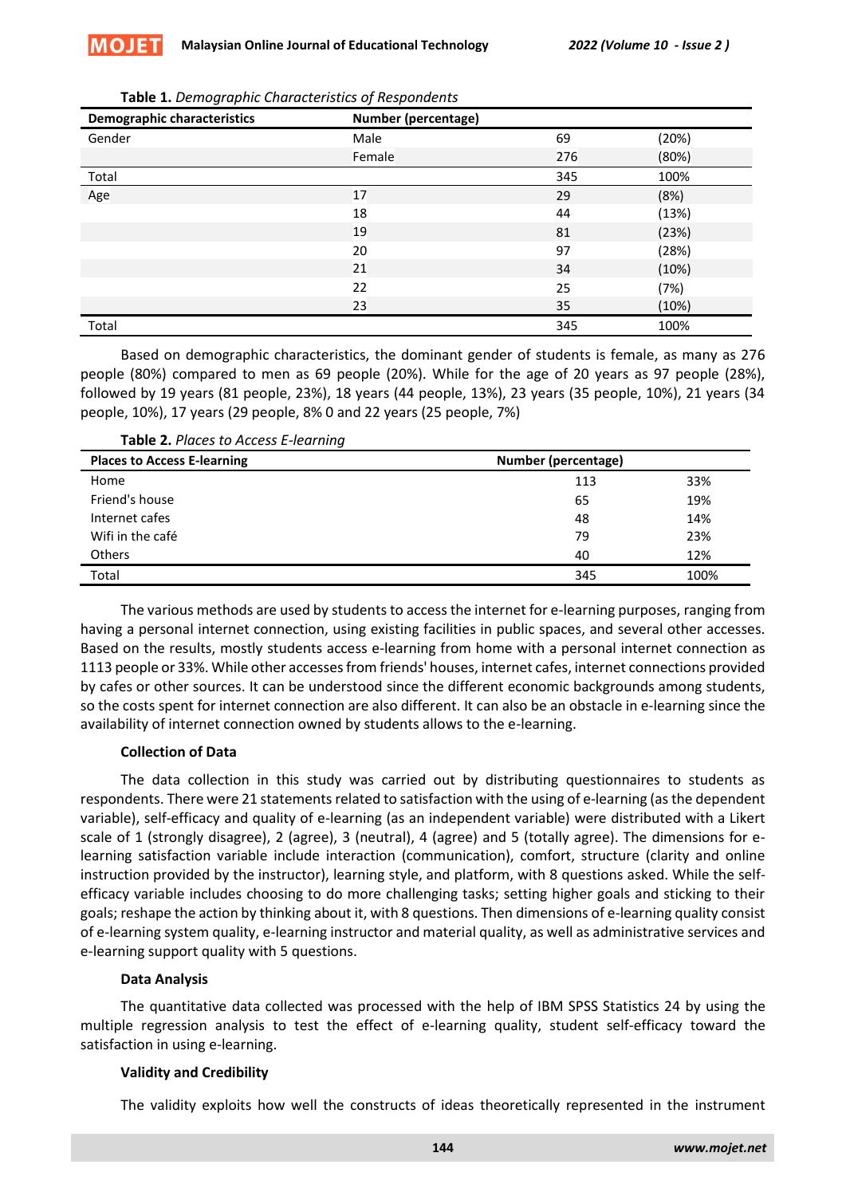**Table 1.** *Demographic Characteristics of Respondents*

| Demographic characteristics | Number (percentage) | | |
|---|---|---|---|
| Gender | Male | 69 | (20%) |
| | Female | 276 | (80%) |
| Total | | 345 | 100% |
| Age | 17 | 29 | (8%) |
| | 18 | 44 | (13%) |
| | 19 | 81 | (23%) |
| | 20 | 97 | (28%) |
| | 21 | 34 | (10%) |
| | 22 | 25 | (7%) |
| | 23 | 35 | (10%) |
| Total | | 345 | 100% |

Based on demographic characteristics, the dominant gender of students is female, as many as 276 people (80%) compared to men as 69 people (20%). While for the age of 20 years as 97 people (28%), followed by 19 years (81 people, 23%), 18 years (44 people, 13%), 23 years (35 people, 10%), 21 years (34 people, 10%), 17 years (29 people, 8% 0 and 22 years (25 people, 7%)

**Table 2.** *Places to Access E-learning*

| Places to Access E-learning | Number (percentage) | |
|---|---|---|
| Home | 113 | 33% |
| Friend's house | 65 | 19% |
| Internet cafes | 48 | 14% |
| Wifi in the café | 79 | 23% |
| Others | 40 | 12% |
| Total | 345 | 100% |

The various methods are used by students to access the internet for e-learning purposes, ranging from having a personal internet connection, using existing facilities in public spaces, and several other accesses. Based on the results, mostly students access e-learning from home with a personal internet connection as 1113 people or 33%. While other accesses from friends' houses, internet cafes, internet connections provided by cafes or other sources. It can be understood since the different economic backgrounds among students, so the costs spent for internet connection are also different. It can also be an obstacle in e-learning since the availability of internet connection owned by students allows to the e-learning.

### Collection of Data

The data collection in this study was carried out by distributing questionnaires to students as respondents. There were 21 statements related to satisfaction with the using of e-learning (as the dependent variable), self-efficacy and quality of e-learning (as an independent variable) were distributed with a Likert scale of 1 (strongly disagree), 2 (agree), 3 (neutral), 4 (agree) and 5 (totally agree). The dimensions for e-learning satisfaction variable include interaction (communication), comfort, structure (clarity and online instruction provided by the instructor), learning style, and platform, with 8 questions asked. While the self-efficacy variable includes choosing to do more challenging tasks; setting higher goals and sticking to their goals; reshape the action by thinking about it, with 8 questions. Then dimensions of e-learning quality consist of e-learning system quality, e-learning instructor and material quality, as well as administrative services and e-learning support quality with 5 questions.

### Data Analysis

The quantitative data collected was processed with the help of IBM SPSS Statistics 24 by using the multiple regression analysis to test the effect of e-learning quality, student self-efficacy toward the satisfaction in using e-learning.

### Validity and Credibility

The validity exploits how well the constructs of ideas theoretically represented in the instrument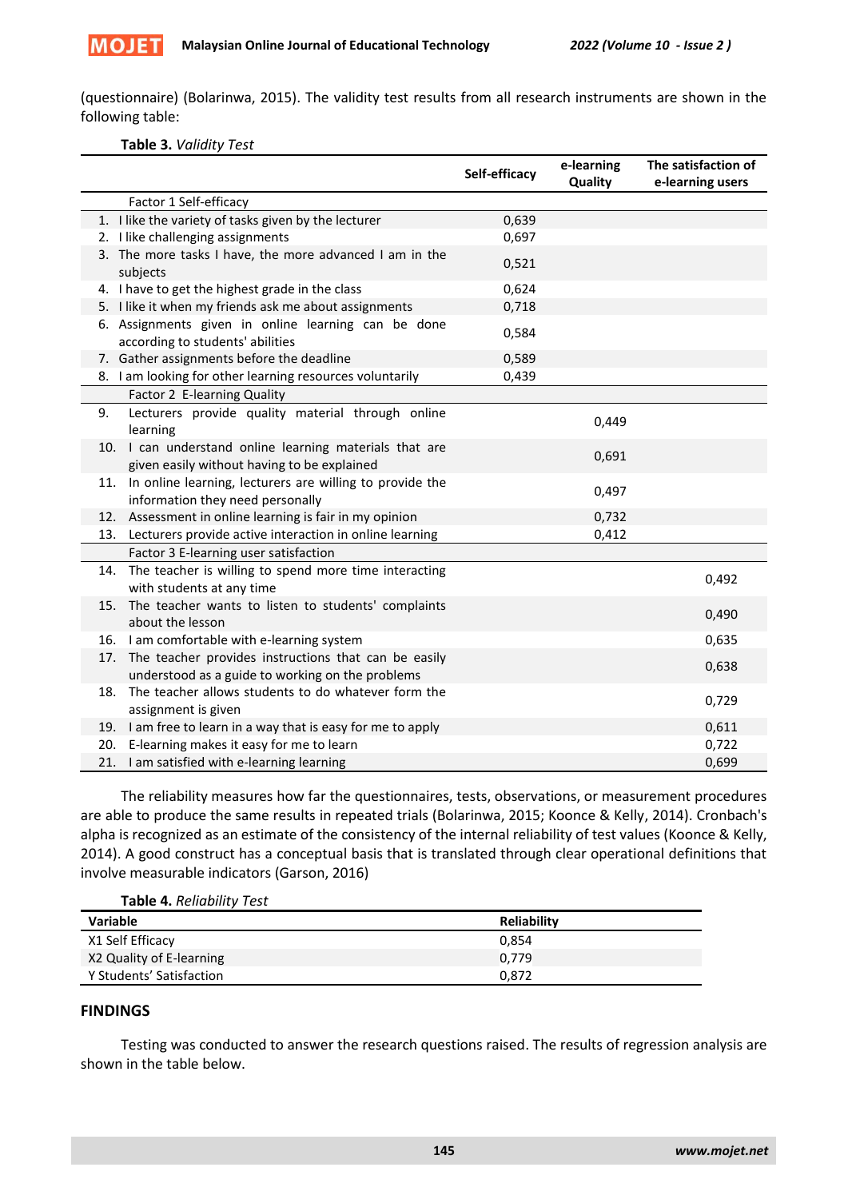(questionnaire) (Bolarinwa, 2015). The validity test results from all research instruments are shown in the following table:

**Table 3.** *Validity Test*

| | Self-efficacy | e-learning Quality | The satisfaction of e-learning users |
|---|---|---|---|
| Factor 1 Self-efficacy | | | |
| 1. I like the variety of tasks given by the lecturer | 0,639 | | |
| 2. I like challenging assignments | 0,697 | | |
| 3. The more tasks I have, the more advanced I am in the subjects | 0,521 | | |
| 4. I have to get the highest grade in the class | 0,624 | | |
| 5. I like it when my friends ask me about assignments | 0,718 | | |
| 6. Assignments given in online learning can be done according to students' abilities | 0,584 | | |
| 7. Gather assignments before the deadline | 0,589 | | |
| 8. I am looking for other learning resources voluntarily | 0,439 | | |
| Factor 2 E-learning Quality | | | |
| 9. Lecturers provide quality material through online learning | | 0,449 | |
| 10. I can understand online learning materials that are given easily without having to be explained | | 0,691 | |
| 11. In online learning, lecturers are willing to provide the information they need personally | | 0,497 | |
| 12. Assessment in online learning is fair in my opinion | | 0,732 | |
| 13. Lecturers provide active interaction in online learning | | 0,412 | |
| Factor 3 E-learning user satisfaction | | | |
| 14. The teacher is willing to spend more time interacting with students at any time | | | 0,492 |
| 15. The teacher wants to listen to students' complaints about the lesson | | | 0,490 |
| 16. I am comfortable with e-learning system | | | 0,635 |
| 17. The teacher provides instructions that can be easily understood as a guide to working on the problems | | | 0,638 |
| 18. The teacher allows students to do whatever form the assignment is given | | | 0,729 |
| 19. I am free to learn in a way that is easy for me to apply | | | 0,611 |
| 20. E-learning makes it easy for me to learn | | | 0,722 |
| 21. I am satisfied with e-learning learning | | | 0,699 |

The reliability measures how far the questionnaires, tests, observations, or measurement procedures are able to produce the same results in repeated trials (Bolarinwa, 2015; Koonce & Kelly, 2014). Cronbach's alpha is recognized as an estimate of the consistency of the internal reliability of test values (Koonce & Kelly, 2014). A good construct has a conceptual basis that is translated through clear operational definitions that involve measurable indicators (Garson, 2016)

**Table 4.** *Reliability Test*

| Variable | Reliability |
|---|---|
| X1 Self Efficacy | 0,854 |
| X2 Quality of E-learning | 0,779 |
| Y Students' Satisfaction | 0,872 |

## FINDINGS

Testing was conducted to answer the research questions raised. The results of regression analysis are shown in the table below.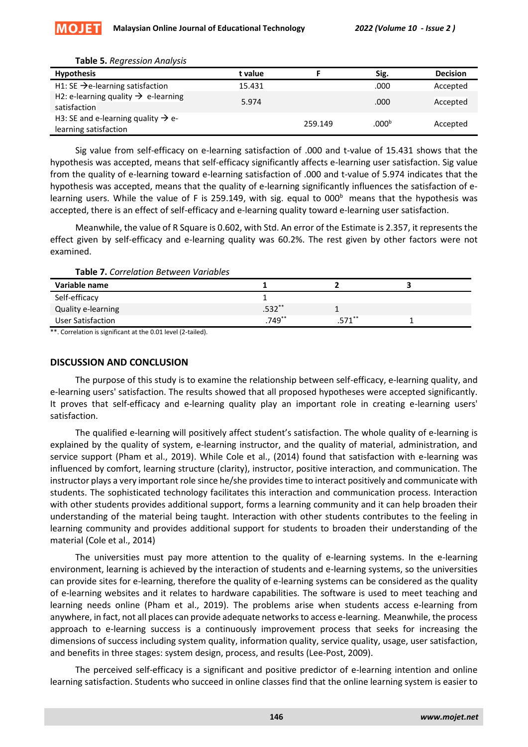**Table 5.** *Regression Analysis*

| Hypothesis | t value | F | Sig. | Decision |
|---|---|---|---|---|
| H1: SE → e-learning satisfaction | 15.431 | | .000 | Accepted |
| H2: e-learning quality → e-learning satisfaction | 5.974 | | .000 | Accepted |
| H3: SE and e-learning quality → e-learning satisfaction | | 259.149 | .000[b] | Accepted |

Sig value from self-efficacy on e-learning satisfaction of .000 and t-value of 15.431 shows that the hypothesis was accepted, means that self-efficacy significantly affects e-learning user satisfaction. Sig value from the quality of e-learning toward e-learning satisfaction of .000 and t-value of 5.974 indicates that the hypothesis was accepted, means that the quality of e-learning significantly influences the satisfaction of e-learning users. While the value of F is 259.149, with sig. equal to 000[b] means that the hypothesis was accepted, there is an effect of self-efficacy and e-learning quality toward e-learning user satisfaction.

Meanwhile, the value of R Square is 0.602, with Std. An error of the Estimate is 2.357, it represents the effect given by self-efficacy and e-learning quality was 60.2%. The rest given by other factors were not examined.

**Table 7.** *Correlation Between Variables*

| Variable name | 1 | 2 | 3 |
|---|---|---|---|
| Self-efficacy | 1 | | |
| Quality e-learning | .532** | 1 | |
| User Satisfaction | .749** | .571** | 1 |

**. Correlation is significant at the 0.01 level (2-tailed).

## DISCUSSION AND CONCLUSION

The purpose of this study is to examine the relationship between self-efficacy, e-learning quality, and e-learning users' satisfaction. The results showed that all proposed hypotheses were accepted significantly. It proves that self-efficacy and e-learning quality play an important role in creating e-learning users' satisfaction.

The qualified e-learning will positively affect student's satisfaction. The whole quality of e-learning is explained by the quality of system, e-learning instructor, and the quality of material, administration, and service support (Pham et al., 2019). While Cole et al., (2014) found that satisfaction with e-learning was influenced by comfort, learning structure (clarity), instructor, positive interaction, and communication. The instructor plays a very important role since he/she provides time to interact positively and communicate with students. The sophisticated technology facilitates this interaction and communication process. Interaction with other students provides additional support, forms a learning community and it can help broaden their understanding of the material being taught. Interaction with other students contributes to the feeling in learning community and provides additional support for students to broaden their understanding of the material (Cole et al., 2014)

The universities must pay more attention to the quality of e-learning systems. In the e-learning environment, learning is achieved by the interaction of students and e-learning systems, so the universities can provide sites for e-learning, therefore the quality of e-learning systems can be considered as the quality of e-learning websites and it relates to hardware capabilities. The software is used to meet teaching and learning needs online (Pham et al., 2019). The problems arise when students access e-learning from anywhere, in fact, not all places can provide adequate networks to access e-learning. Meanwhile, the process approach to e-learning success is a continuously improvement process that seeks for increasing the dimensions of success including system quality, information quality, service quality, usage, user satisfaction, and benefits in three stages: system design, process, and results (Lee-Post, 2009).

The perceived self-efficacy is a significant and positive predictor of e-learning intention and online learning satisfaction. Students who succeed in online classes find that the online learning system is easier to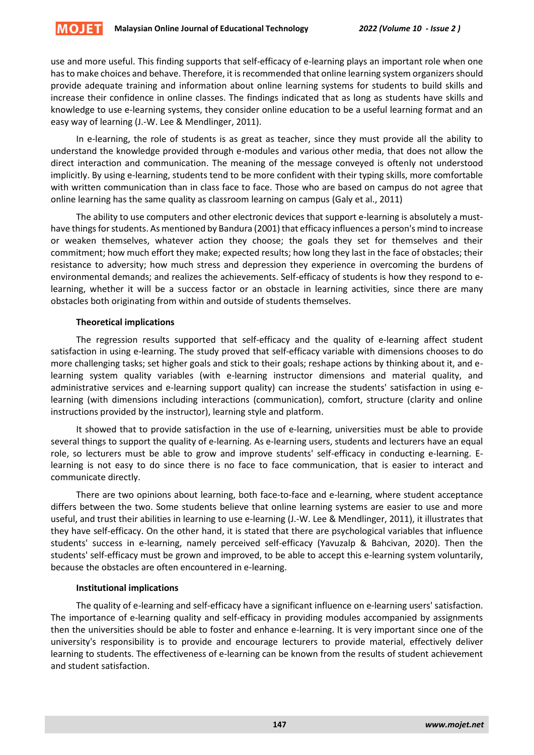use and more useful. This finding supports that self-efficacy of e-learning plays an important role when one has to make choices and behave. Therefore, it is recommended that online learning system organizers should provide adequate training and information about online learning systems for students to build skills and increase their confidence in online classes. The findings indicated that as long as students have skills and knowledge to use e-learning systems, they consider online education to be a useful learning format and an easy way of learning (J.-W. Lee & Mendlinger, 2011).

In e-learning, the role of students is as great as teacher, since they must provide all the ability to understand the knowledge provided through e-modules and various other media, that does not allow the direct interaction and communication. The meaning of the message conveyed is oftenly not understood implicitly. By using e-learning, students tend to be more confident with their typing skills, more comfortable with written communication than in class face to face. Those who are based on campus do not agree that online learning has the same quality as classroom learning on campus (Galy et al., 2011)

The ability to use computers and other electronic devices that support e-learning is absolutely a must-have things for students. As mentioned by Bandura (2001) that efficacy influences a person's mind to increase or weaken themselves, whatever action they choose; the goals they set for themselves and their commitment; how much effort they make; expected results; how long they last in the face of obstacles; their resistance to adversity; how much stress and depression they experience in overcoming the burdens of environmental demands; and realizes the achievements. Self-efficacy of students is how they respond to e-learning, whether it will be a success factor or an obstacle in learning activities, since there are many obstacles both originating from within and outside of students themselves.

### Theoretical implications

The regression results supported that self-efficacy and the quality of e-learning affect student satisfaction in using e-learning. The study proved that self-efficacy variable with dimensions chooses to do more challenging tasks; set higher goals and stick to their goals; reshape actions by thinking about it, and e-learning system quality variables (with e-learning instructor dimensions and material quality, and administrative services and e-learning support quality) can increase the students' satisfaction in using e-learning (with dimensions including interactions (communication), comfort, structure (clarity and online instructions provided by the instructor), learning style and platform.

It showed that to provide satisfaction in the use of e-learning, universities must be able to provide several things to support the quality of e-learning. As e-learning users, students and lecturers have an equal role, so lecturers must be able to grow and improve students' self-efficacy in conducting e-learning. E-learning is not easy to do since there is no face to face communication, that is easier to interact and communicate directly.

There are two opinions about learning, both face-to-face and e-learning, where student acceptance differs between the two. Some students believe that online learning systems are easier to use and more useful, and trust their abilities in learning to use e-learning (J.-W. Lee & Mendlinger, 2011), it illustrates that they have self-efficacy. On the other hand, it is stated that there are psychological variables that influence students' success in e-learning, namely perceived self-efficacy (Yavuzalp & Bahcivan, 2020). Then the students' self-efficacy must be grown and improved, to be able to accept this e-learning system voluntarily, because the obstacles are often encountered in e-learning.

### Institutional implications

The quality of e-learning and self-efficacy have a significant influence on e-learning users' satisfaction. The importance of e-learning quality and self-efficacy in providing modules accompanied by assignments then the universities should be able to foster and enhance e-learning. It is very important since one of the university's responsibility is to provide and encourage lecturers to provide material, effectively deliver learning to students. The effectiveness of e-learning can be known from the results of student achievement and student satisfaction.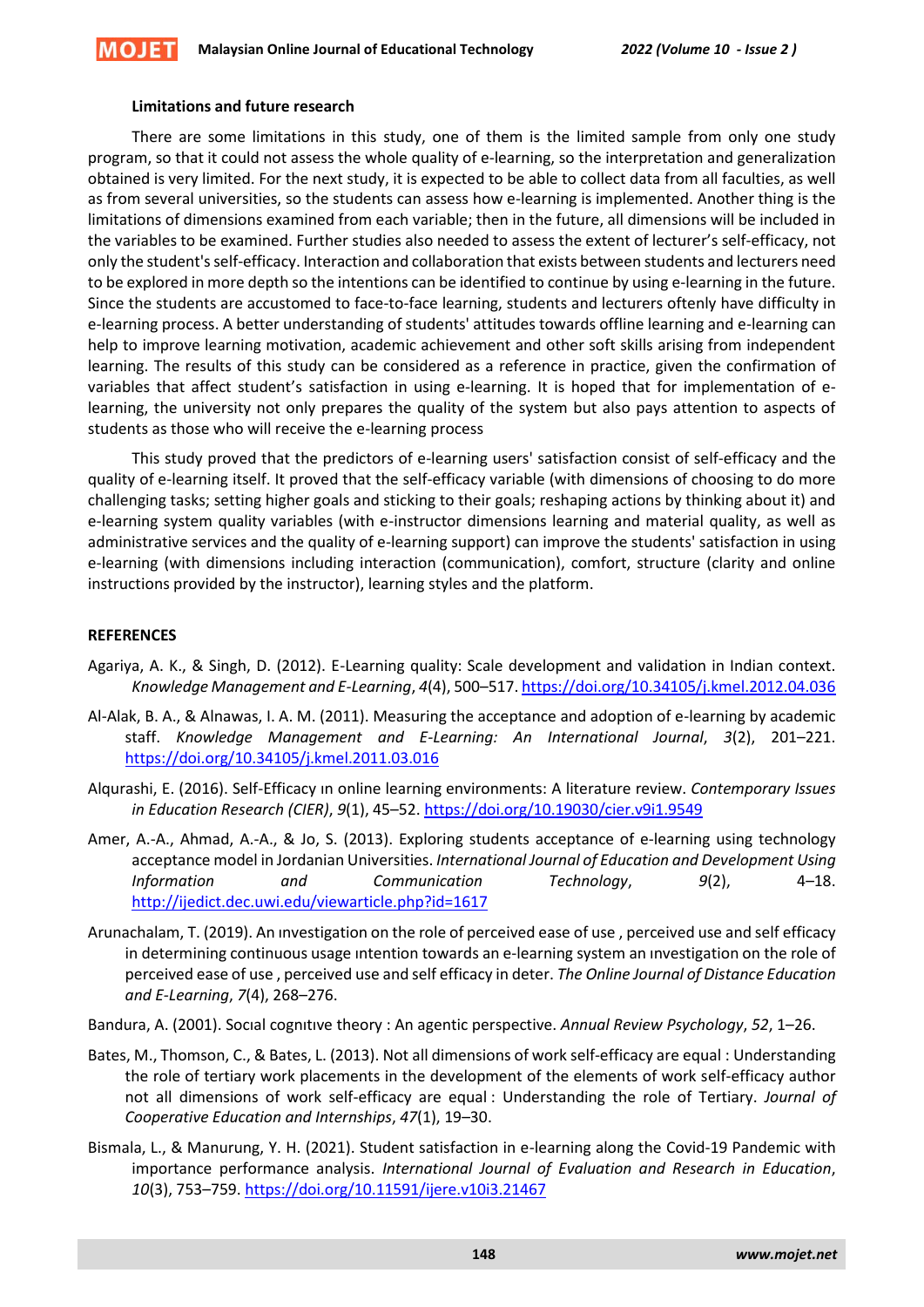**Limitations and future research**

There are some limitations in this study, one of them is the limited sample from only one study program, so that it could not assess the whole quality of e-learning, so the interpretation and generalization obtained is very limited. For the next study, it is expected to be able to collect data from all faculties, as well as from several universities, so the students can assess how e-learning is implemented. Another thing is the limitations of dimensions examined from each variable; then in the future, all dimensions will be included in the variables to be examined. Further studies also needed to assess the extent of lecturer's self-efficacy, not only the student's self-efficacy. Interaction and collaboration that exists between students and lecturers need to be explored in more depth so the intentions can be identified to continue by using e-learning in the future. Since the students are accustomed to face-to-face learning, students and lecturers oftenly have difficulty in e-learning process. A better understanding of students' attitudes towards offline learning and e-learning can help to improve learning motivation, academic achievement and other soft skills arising from independent learning. The results of this study can be considered as a reference in practice, given the confirmation of variables that affect student's satisfaction in using e-learning. It is hoped that for implementation of e-learning, the university not only prepares the quality of the system but also pays attention to aspects of students as those who will receive the e-learning process

This study proved that the predictors of e-learning users' satisfaction consist of self-efficacy and the quality of e-learning itself. It proved that the self-efficacy variable (with dimensions of choosing to do more challenging tasks; setting higher goals and sticking to their goals; reshaping actions by thinking about it) and e-learning system quality variables (with e-instructor dimensions learning and material quality, as well as administrative services and the quality of e-learning support) can improve the students' satisfaction in using e-learning (with dimensions including interaction (communication), comfort, structure (clarity and online instructions provided by the instructor), learning styles and the platform.

## REFERENCES

Agariya, A. K., & Singh, D. (2012). E-Learning quality: Scale development and validation in Indian context. *Knowledge Management and E-Learning*, *4*(4), 500–517. https://doi.org/10.34105/j.kmel.2012.04.036

Al-Alak, B. A., & Alnawas, I. A. M. (2011). Measuring the acceptance and adoption of e-learning by academic staff. *Knowledge Management and E-Learning: An International Journal*, *3*(2), 201–221. https://doi.org/10.34105/j.kmel.2011.03.016

Alqurashi, E. (2016). Self-Efficacy ın online learning environments: A literature review. *Contemporary Issues in Education Research (CIER)*, *9*(1), 45–52. https://doi.org/10.19030/cier.v9i1.9549

Amer, A.-A., Ahmad, A.-A., & Jo, S. (2013). Exploring students acceptance of e-learning using technology acceptance model in Jordanian Universities. *International Journal of Education and Development Using Information and Communication Technology*, *9*(2), 4–18. http://ijedict.dec.uwi.edu/viewarticle.php?id=1617

Arunachalam, T. (2019). An ınvestigation on the role of perceived ease of use , perceived use and self efficacy in determining continuous usage ıntention towards an e-learning system an ınvestigation on the role of perceived ease of use , perceived use and self efficacy in deter. *The Online Journal of Distance Education and E-Learning*, *7*(4), 268–276.

Bandura, A. (2001). Socıal cognıtıve theory : An agentic perspective. *Annual Review Psychology*, *52*, 1–26.

Bates, M., Thomson, C., & Bates, L. (2013). Not all dimensions of work self-efficacy are equal : Understanding the role of tertiary work placements in the development of the elements of work self-efficacy author not all dimensions of work self-efficacy are equal : Understanding the role of Tertiary. *Journal of Cooperative Education and Internships*, *47*(1), 19–30.

Bismala, L., & Manurung, Y. H. (2021). Student satisfaction in e-learning along the Covid-19 Pandemic with importance performance analysis. *International Journal of Evaluation and Research in Education*, *10*(3), 753–759. https://doi.org/10.11591/ijere.v10i3.21467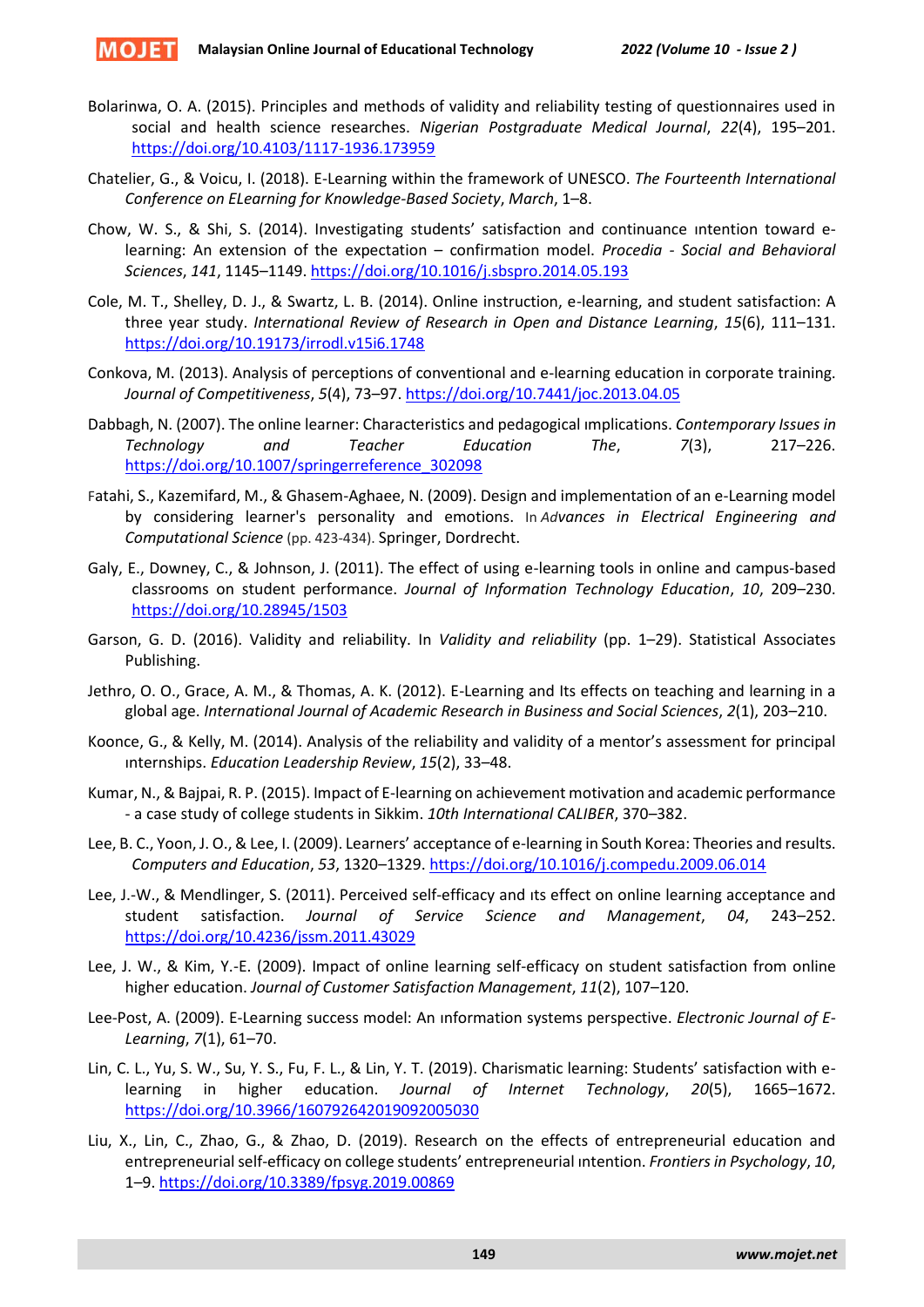Bolarinwa, O. A. (2015). Principles and methods of validity and reliability testing of questionnaires used in social and health science researches. *Nigerian Postgraduate Medical Journal*, *22*(4), 195–201. https://doi.org/10.4103/1117-1936.173959

Chatelier, G., & Voicu, I. (2018). E-Learning within the framework of UNESCO. *The Fourteenth International Conference on ELearning for Knowledge-Based Society*, *March*, 1–8.

Chow, W. S., & Shi, S. (2014). Investigating students' satisfaction and continuance ıntention toward e-learning: An extension of the expectation – confirmation model. *Procedia - Social and Behavioral Sciences*, *141*, 1145–1149. https://doi.org/10.1016/j.sbspro.2014.05.193

Cole, M. T., Shelley, D. J., & Swartz, L. B. (2014). Online instruction, e-learning, and student satisfaction: A three year study. *International Review of Research in Open and Distance Learning*, *15*(6), 111–131. https://doi.org/10.19173/irrodl.v15i6.1748

Conkova, M. (2013). Analysis of perceptions of conventional and e-learning education in corporate training. *Journal of Competitiveness*, *5*(4), 73–97. https://doi.org/10.7441/joc.2013.04.05

Dabbagh, N. (2007). The online learner: Characteristics and pedagogical ımplications. *Contemporary Issues in Technology and Teacher Education The*, *7*(3), 217–226. https://doi.org/10.1007/springerreference_302098

Fatahi, S., Kazemifard, M., & Ghasem-Aghaee, N. (2009). Design and implementation of an e-Learning model by considering learner's personality and emotions. In *Advances in Electrical Engineering and Computational Science* (pp. 423-434). Springer, Dordrecht.

Galy, E., Downey, C., & Johnson, J. (2011). The effect of using e-learning tools in online and campus-based classrooms on student performance. *Journal of Information Technology Education*, *10*, 209–230. https://doi.org/10.28945/1503

Garson, G. D. (2016). Validity and reliability. In *Validity and reliability* (pp. 1–29). Statistical Associates Publishing.

Jethro, O. O., Grace, A. M., & Thomas, A. K. (2012). E-Learning and Its effects on teaching and learning in a global age. *International Journal of Academic Research in Business and Social Sciences*, *2*(1), 203–210.

Koonce, G., & Kelly, M. (2014). Analysis of the reliability and validity of a mentor's assessment for principal ınternships. *Education Leadership Review*, *15*(2), 33–48.

Kumar, N., & Bajpai, R. P. (2015). Impact of E-learning on achievement motivation and academic performance - a case study of college students in Sikkim. *10th International CALIBER*, 370–382.

Lee, B. C., Yoon, J. O., & Lee, I. (2009). Learners' acceptance of e-learning in South Korea: Theories and results. *Computers and Education*, *53*, 1320–1329. https://doi.org/10.1016/j.compedu.2009.06.014

Lee, J.-W., & Mendlinger, S. (2011). Perceived self-efficacy and ıts effect on online learning acceptance and student satisfaction. *Journal of Service Science and Management*, *04*, 243–252. https://doi.org/10.4236/jssm.2011.43029

Lee, J. W., & Kim, Y.-E. (2009). Impact of online learning self-efficacy on student satisfaction from online higher education. *Journal of Customer Satisfaction Management*, *11*(2), 107–120.

Lee-Post, A. (2009). E-Learning success model: An ınformation systems perspective. *Electronic Journal of E-Learning*, *7*(1), 61–70.

Lin, C. L., Yu, S. W., Su, Y. S., Fu, F. L., & Lin, Y. T. (2019). Charismatic learning: Students' satisfaction with e-learning in higher education. *Journal of Internet Technology*, *20*(5), 1665–1672. https://doi.org/10.3966/160792642019092005030

Liu, X., Lin, C., Zhao, G., & Zhao, D. (2019). Research on the effects of entrepreneurial education and entrepreneurial self-efficacy on college students' entrepreneurial ıntention. *Frontiers in Psychology*, *10*, 1–9. https://doi.org/10.3389/fpsyg.2019.00869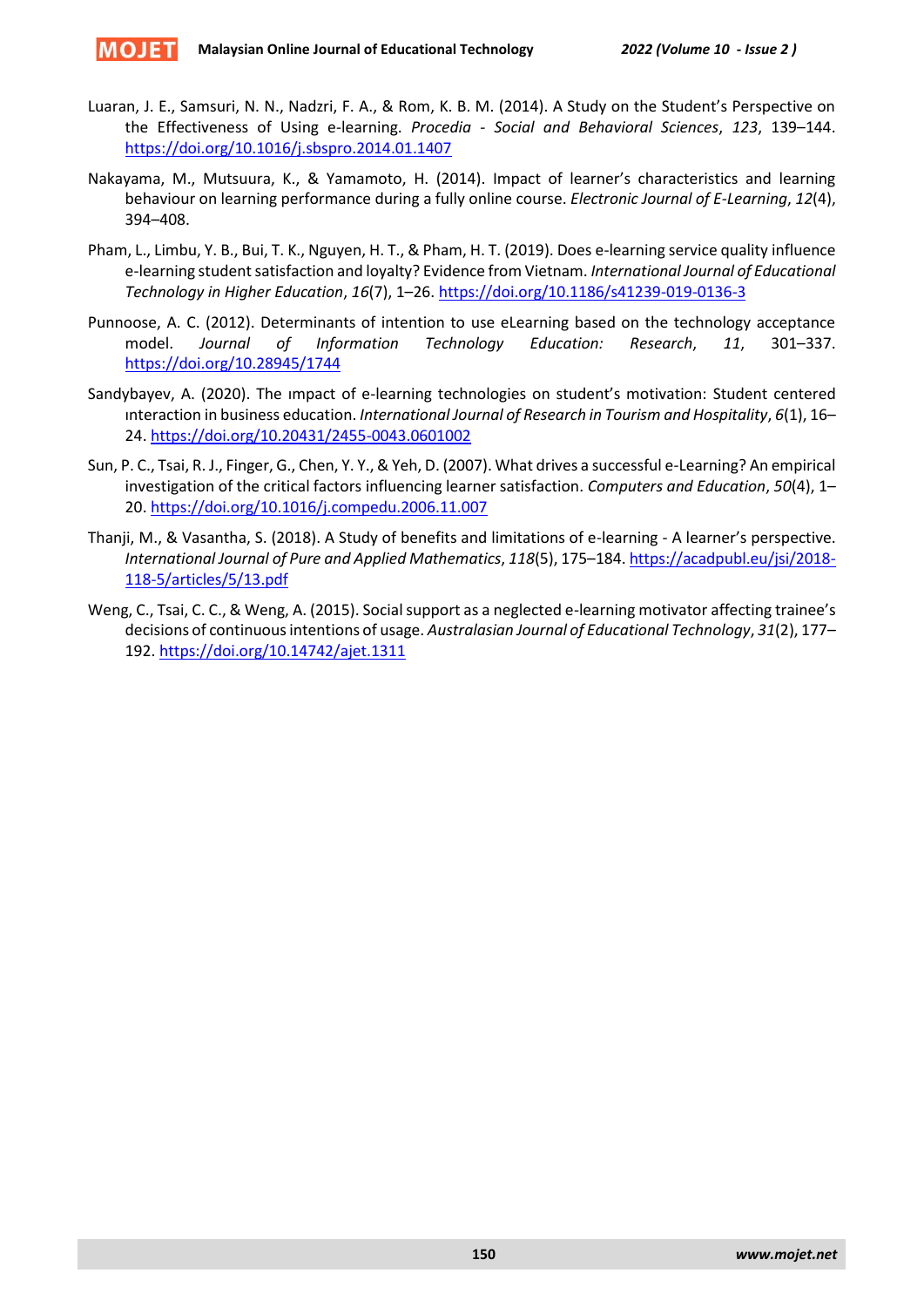Luaran, J. E., Samsuri, N. N., Nadzri, F. A., & Rom, K. B. M. (2014). A Study on the Student's Perspective on the Effectiveness of Using e-learning. *Procedia - Social and Behavioral Sciences*, *123*, 139–144. https://doi.org/10.1016/j.sbspro.2014.01.1407

Nakayama, M., Mutsuura, K., & Yamamoto, H. (2014). Impact of learner's characteristics and learning behaviour on learning performance during a fully online course. *Electronic Journal of E-Learning*, *12*(4), 394–408.

Pham, L., Limbu, Y. B., Bui, T. K., Nguyen, H. T., & Pham, H. T. (2019). Does e-learning service quality influence e-learning student satisfaction and loyalty? Evidence from Vietnam. *International Journal of Educational Technology in Higher Education*, *16*(7), 1–26. https://doi.org/10.1186/s41239-019-0136-3

Punnoose, A. C. (2012). Determinants of intention to use eLearning based on the technology acceptance model. *Journal of Information Technology Education: Research*, *11*, 301–337. https://doi.org/10.28945/1744

Sandybayev, A. (2020). The ımpact of e-learning technologies on student's motivation: Student centered ınteraction in business education. *International Journal of Research in Tourism and Hospitality*, *6*(1), 16–24. https://doi.org/10.20431/2455-0043.0601002

Sun, P. C., Tsai, R. J., Finger, G., Chen, Y. Y., & Yeh, D. (2007). What drives a successful e-Learning? An empirical investigation of the critical factors influencing learner satisfaction. *Computers and Education*, *50*(4), 1–20. https://doi.org/10.1016/j.compedu.2006.11.007

Thanji, M., & Vasantha, S. (2018). A Study of benefits and limitations of e-learning - A learner's perspective. *International Journal of Pure and Applied Mathematics*, *118*(5), 175–184. https://acadpubl.eu/jsi/2018-118-5/articles/5/13.pdf

Weng, C., Tsai, C. C., & Weng, A. (2015). Social support as a neglected e-learning motivator affecting trainee's decisions of continuous intentions of usage. *Australasian Journal of Educational Technology*, *31*(2), 177–192. https://doi.org/10.14742/ajet.1311